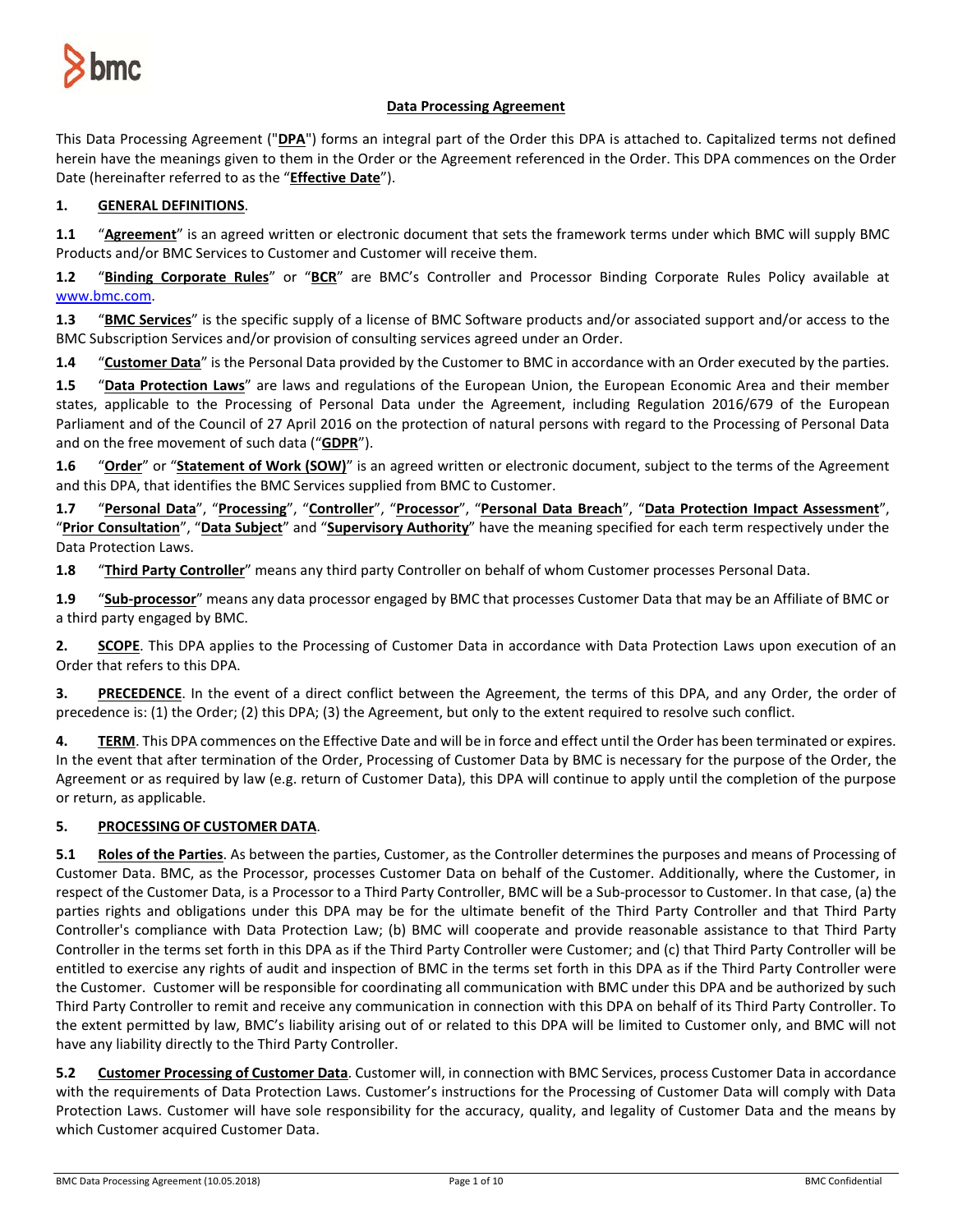# Data Processing Agreement

This Data Processing Agreement ("**DPA**") forms an integral part of the Order this DPA is attached to. Capitalized terms not defined herein have the meanings given to them in the Order or the Agreement referenced in the Order. This DPA commences on the Order Date (hereinafter referred to as the "**Effective Date**").

## 1. GENERAL DEFINITIONS.

**1.1** "**Agreement**" is an agreed written or electronic document that sets the framework terms under which BMC will supply BMC Products and/or BMC Services to Customer and Customer will receive them.

**1.2** "**Binding Corporate Rules**" or "**BCR**" are BMC's Controller and Processor Binding Corporate Rules Policy available at www.bmc.com.

**1.3** "**BMC Services**" is the specific supply of a license of BMC Software products and/or associated support and/or access to the BMC Subscription Services and/or provision of consulting services agreed under an Order.

**1.4** "**Customer Data**" is the Personal Data provided by the Customer to BMC in accordance with an Order executed by the parties.

**1.5** "**Data Protection Laws**" are laws and regulations of the European Union, the European Economic Area and their member states, applicable to the Processing of Personal Data under the Agreement, including Regulation 2016/679 of the European Parliament and of the Council of 27 April 2016 on the protection of natural persons with regard to the Processing of Personal Data and on the free movement of such data ("**GDPR**").

**1.6** "**Order**" or "**Statement of Work (SOW)**" is an agreed written or electronic document, subject to the terms of the Agreement and this DPA, that identifies the BMC Services supplied from BMC to Customer.

**1.7** "**Personal Data**", "**Processing**", "**Controller**", "**Processor**", "**Personal Data Breach**", "**Data Protection Impact Assessment**", "**Prior Consultation**", "**Data Subject**" and "**Supervisory Authority**" have the meaning specified for each term respectively under the Data Protection Laws.

**1.8** "**Third Party Controller**" means any third party Controller on behalf of whom Customer processes Personal Data.

**1.9** "**Sub-processor**" means any data processor engaged by BMC that processes Customer Data that may be an Affiliate of BMC or a third party engaged by BMC.

**2. SCOPE**. This DPA applies to the Processing of Customer Data in accordance with Data Protection Laws upon execution of an Order that refers to this DPA.

**3. PRECEDENCE**. In the event of a direct conflict between the Agreement, the terms of this DPA, and any Order, the order of precedence is: (1) the Order; (2) this DPA; (3) the Agreement, but only to the extent required to resolve such conflict.

**4. TERM**. This DPA commences on the Effective Date and will be in force and effect until the Order has been terminated or expires. In the event that after termination of the Order, Processing of Customer Data by BMC is necessary for the purpose of the Order, the Agreement or as required by law (e.g. return of Customer Data), this DPA will continue to apply until the completion of the purpose or return, as applicable.

## 5. PROCESSING OF CUSTOMER DATA.

**5.1 Roles of the Parties**. As between the parties, Customer, as the Controller determines the purposes and means of Processing of Customer Data. BMC, as the Processor, processes Customer Data on behalf of the Customer. Additionally, where the Customer, in respect of the Customer Data, is a Processor to a Third Party Controller, BMC will be a Sub-processor to Customer. In that case, (a) the parties rights and obligations under this DPA may be for the ultimate benefit of the Third Party Controller and that Third Party Controller's compliance with Data Protection Law; (b) BMC will cooperate and provide reasonable assistance to that Third Party Controller in the terms set forth in this DPA as if the Third Party Controller were Customer; and (c) that Third Party Controller will be entitled to exercise any rights of audit and inspection of BMC in the terms set forth in this DPA as if the Third Party Controller were the Customer. Customer will be responsible for coordinating all communication with BMC under this DPA and be authorized by such Third Party Controller to remit and receive any communication in connection with this DPA on behalf of its Third Party Controller. To the extent permitted by law, BMC's liability arising out of or related to this DPA will be limited to Customer only, and BMC will not have any liability directly to the Third Party Controller.

**5.2 Customer Processing of Customer Data**. Customer will, in connection with BMC Services, process Customer Data in accordance with the requirements of Data Protection Laws. Customer's instructions for the Processing of Customer Data will comply with Data Protection Laws. Customer will have sole responsibility for the accuracy, quality, and legality of Customer Data and the means by which Customer acquired Customer Data.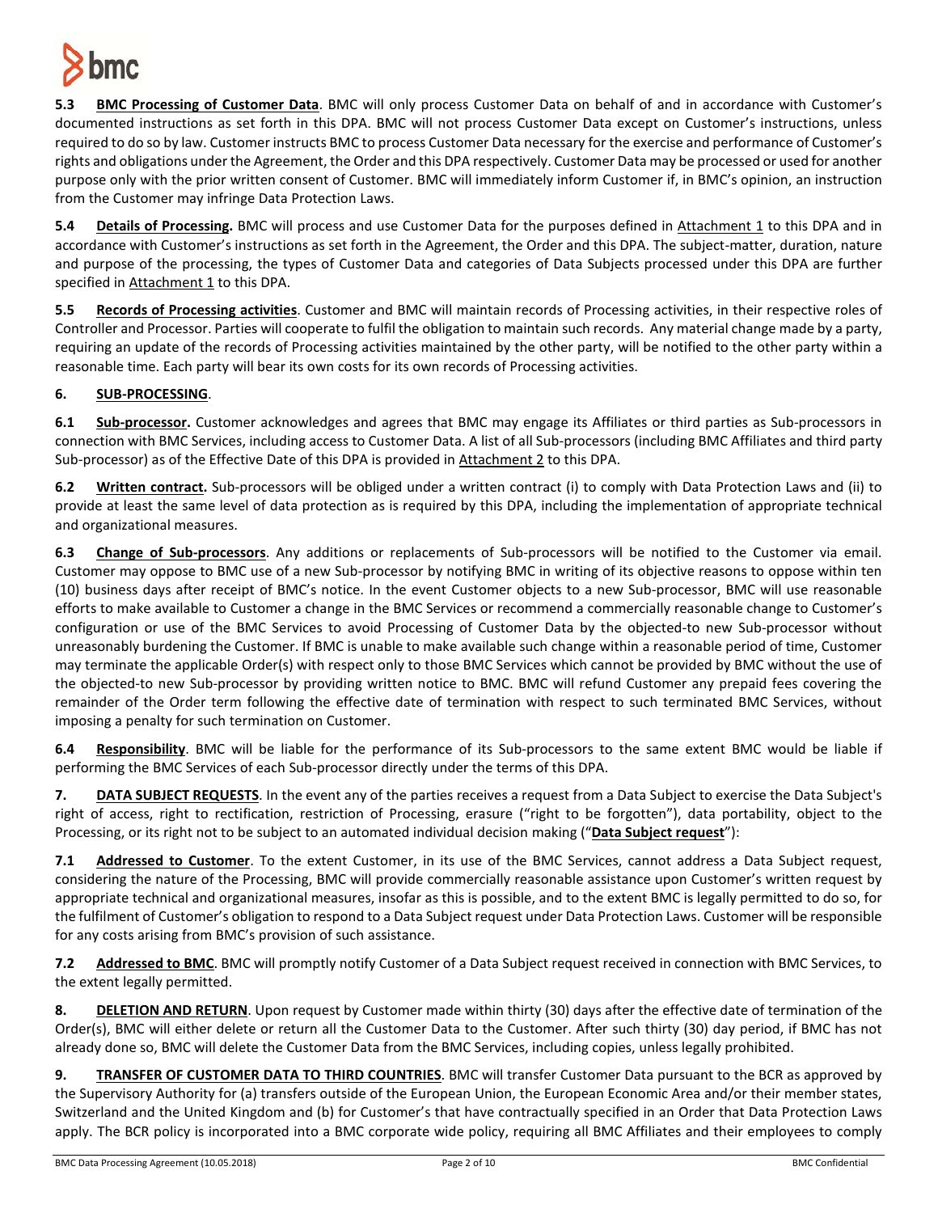**5.3 BMC Processing of Customer Data**. BMC will only process Customer Data on behalf of and in accordance with Customer's documented instructions as set forth in this DPA. BMC will not process Customer Data except on Customer's instructions, unless required to do so by law. Customer instructs BMC to process Customer Data necessary for the exercise and performance of Customer's rights and obligations under the Agreement, the Order and this DPA respectively. Customer Data may be processed or used for another purpose only with the prior written consent of Customer. BMC will immediately inform Customer if, in BMC's opinion, an instruction from the Customer may infringe Data Protection Laws.

**5.4 Details of Processing.** BMC will process and use Customer Data for the purposes defined in Attachment 1 to this DPA and in accordance with Customer's instructions as set forth in the Agreement, the Order and this DPA. The subject-matter, duration, nature and purpose of the processing, the types of Customer Data and categories of Data Subjects processed under this DPA are further specified in Attachment 1 to this DPA.

**5.5 Records of Processing activities**. Customer and BMC will maintain records of Processing activities, in their respective roles of Controller and Processor. Parties will cooperate to fulfil the obligation to maintain such records. Any material change made by a party, requiring an update of the records of Processing activities maintained by the other party, will be notified to the other party within a reasonable time. Each party will bear its own costs for its own records of Processing activities.

**6. SUB-PROCESSING**.

**6.1 Sub-processor.** Customer acknowledges and agrees that BMC may engage its Affiliates or third parties as Sub-processors in connection with BMC Services, including access to Customer Data. A list of all Sub-processors (including BMC Affiliates and third party Sub-processor) as of the Effective Date of this DPA is provided in Attachment 2 to this DPA.

**6.2 Written contract.** Sub-processors will be obliged under a written contract (i) to comply with Data Protection Laws and (ii) to provide at least the same level of data protection as is required by this DPA, including the implementation of appropriate technical and organizational measures.

**6.3 Change of Sub-processors**. Any additions or replacements of Sub-processors will be notified to the Customer via email. Customer may oppose to BMC use of a new Sub-processor by notifying BMC in writing of its objective reasons to oppose within ten (10) business days after receipt of BMC's notice. In the event Customer objects to a new Sub-processor, BMC will use reasonable efforts to make available to Customer a change in the BMC Services or recommend a commercially reasonable change to Customer's configuration or use of the BMC Services to avoid Processing of Customer Data by the objected-to new Sub-processor without unreasonably burdening the Customer. If BMC is unable to make available such change within a reasonable period of time, Customer may terminate the applicable Order(s) with respect only to those BMC Services which cannot be provided by BMC without the use of the objected-to new Sub-processor by providing written notice to BMC. BMC will refund Customer any prepaid fees covering the remainder of the Order term following the effective date of termination with respect to such terminated BMC Services, without imposing a penalty for such termination on Customer.

**6.4 Responsibility**. BMC will be liable for the performance of its Sub-processors to the same extent BMC would be liable if performing the BMC Services of each Sub-processor directly under the terms of this DPA.

**7. DATA SUBJECT REQUESTS**. In the event any of the parties receives a request from a Data Subject to exercise the Data Subject's right of access, right to rectification, restriction of Processing, erasure ("right to be forgotten"), data portability, object to the Processing, or its right not to be subject to an automated individual decision making ("**Data Subject request**"):

**7.1 Addressed to Customer**. To the extent Customer, in its use of the BMC Services, cannot address a Data Subject request, considering the nature of the Processing, BMC will provide commercially reasonable assistance upon Customer's written request by appropriate technical and organizational measures, insofar as this is possible, and to the extent BMC is legally permitted to do so, for the fulfilment of Customer's obligation to respond to a Data Subject request under Data Protection Laws. Customer will be responsible for any costs arising from BMC's provision of such assistance.

**7.2 Addressed to BMC**. BMC will promptly notify Customer of a Data Subject request received in connection with BMC Services, to the extent legally permitted.

**8. DELETION AND RETURN**. Upon request by Customer made within thirty (30) days after the effective date of termination of the Order(s), BMC will either delete or return all the Customer Data to the Customer. After such thirty (30) day period, if BMC has not already done so, BMC will delete the Customer Data from the BMC Services, including copies, unless legally prohibited.

**9. TRANSFER OF CUSTOMER DATA TO THIRD COUNTRIES**. BMC will transfer Customer Data pursuant to the BCR as approved by the Supervisory Authority for (a) transfers outside of the European Union, the European Economic Area and/or their member states, Switzerland and the United Kingdom and (b) for Customer's that have contractually specified in an Order that Data Protection Laws apply. The BCR policy is incorporated into a BMC corporate wide policy, requiring all BMC Affiliates and their employees to comply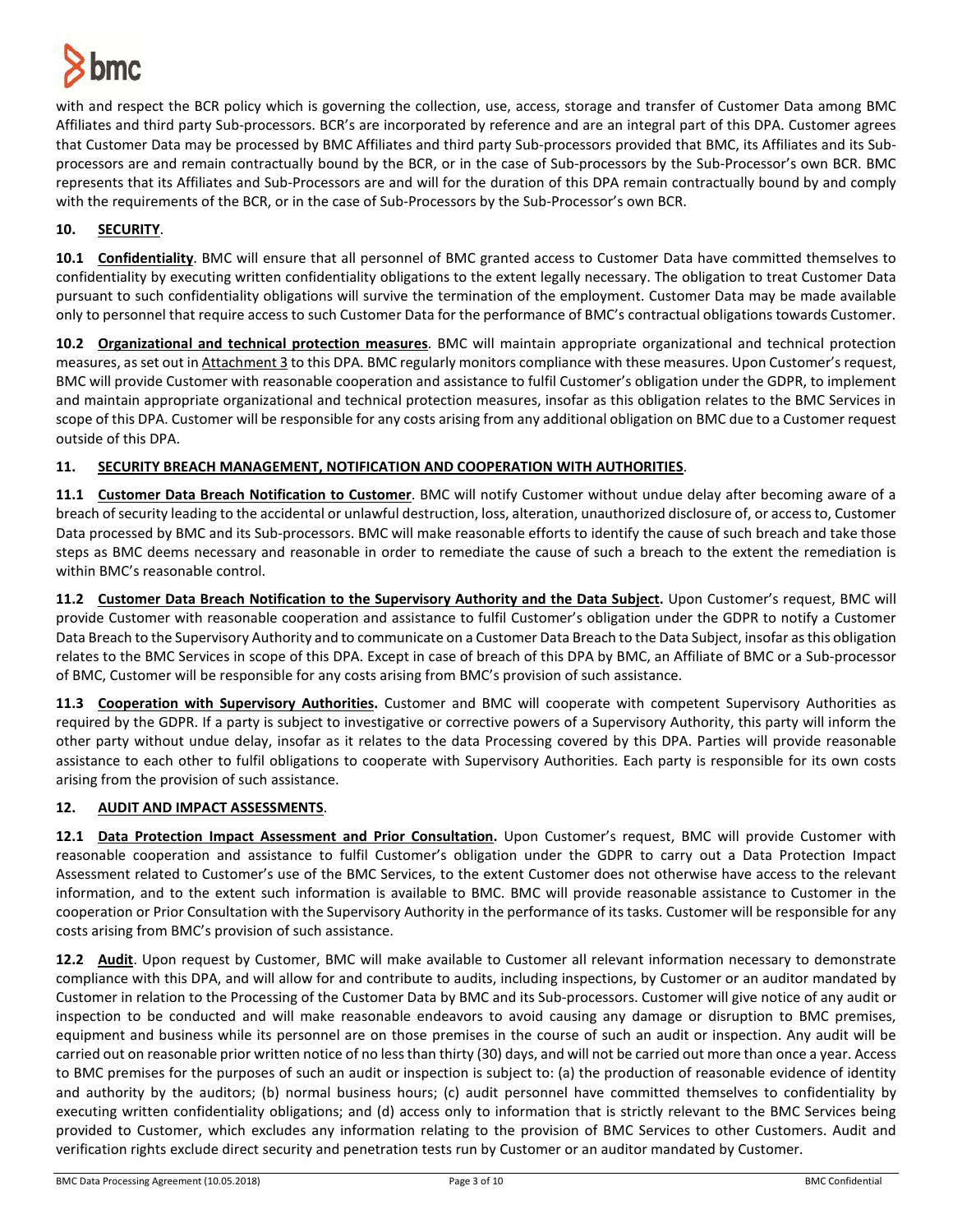with and respect the BCR policy which is governing the collection, use, access, storage and transfer of Customer Data among BMC Affiliates and third party Sub-processors. BCR's are incorporated by reference and are an integral part of this DPA. Customer agrees that Customer Data may be processed by BMC Affiliates and third party Sub-processors provided that BMC, its Affiliates and its Sub-processors are and remain contractually bound by the BCR, or in the case of Sub-processors by the Sub-Processor's own BCR. BMC represents that its Affiliates and Sub-Processors are and will for the duration of this DPA remain contractually bound by and comply with the requirements of the BCR, or in the case of Sub-Processors by the Sub-Processor's own BCR.

## 10. SECURITY.

**10.1 Confidentiality**. BMC will ensure that all personnel of BMC granted access to Customer Data have committed themselves to confidentiality by executing written confidentiality obligations to the extent legally necessary. The obligation to treat Customer Data pursuant to such confidentiality obligations will survive the termination of the employment. Customer Data may be made available only to personnel that require access to such Customer Data for the performance of BMC's contractual obligations towards Customer.

**10.2 Organizational and technical protection measures**. BMC will maintain appropriate organizational and technical protection measures, as set out in Attachment 3 to this DPA. BMC regularly monitors compliance with these measures. Upon Customer's request, BMC will provide Customer with reasonable cooperation and assistance to fulfil Customer's obligation under the GDPR, to implement and maintain appropriate organizational and technical protection measures, insofar as this obligation relates to the BMC Services in scope of this DPA. Customer will be responsible for any costs arising from any additional obligation on BMC due to a Customer request outside of this DPA.

## 11. SECURITY BREACH MANAGEMENT, NOTIFICATION AND COOPERATION WITH AUTHORITIES.

**11.1 Customer Data Breach Notification to Customer**. BMC will notify Customer without undue delay after becoming aware of a breach of security leading to the accidental or unlawful destruction, loss, alteration, unauthorized disclosure of, or access to, Customer Data processed by BMC and its Sub-processors. BMC will make reasonable efforts to identify the cause of such breach and take those steps as BMC deems necessary and reasonable in order to remediate the cause of such a breach to the extent the remediation is within BMC's reasonable control.

**11.2 Customer Data Breach Notification to the Supervisory Authority and the Data Subject.** Upon Customer's request, BMC will provide Customer with reasonable cooperation and assistance to fulfil Customer's obligation under the GDPR to notify a Customer Data Breach to the Supervisory Authority and to communicate on a Customer Data Breach to the Data Subject, insofar as this obligation relates to the BMC Services in scope of this DPA. Except in case of breach of this DPA by BMC, an Affiliate of BMC or a Sub-processor of BMC, Customer will be responsible for any costs arising from BMC's provision of such assistance.

**11.3 Cooperation with Supervisory Authorities.** Customer and BMC will cooperate with competent Supervisory Authorities as required by the GDPR. If a party is subject to investigative or corrective powers of a Supervisory Authority, this party will inform the other party without undue delay, insofar as it relates to the data Processing covered by this DPA. Parties will provide reasonable assistance to each other to fulfil obligations to cooperate with Supervisory Authorities. Each party is responsible for its own costs arising from the provision of such assistance.

## 12. AUDIT AND IMPACT ASSESSMENTS.

**12.1 Data Protection Impact Assessment and Prior Consultation.** Upon Customer's request, BMC will provide Customer with reasonable cooperation and assistance to fulfil Customer's obligation under the GDPR to carry out a Data Protection Impact Assessment related to Customer's use of the BMC Services, to the extent Customer does not otherwise have access to the relevant information, and to the extent such information is available to BMC. BMC will provide reasonable assistance to Customer in the cooperation or Prior Consultation with the Supervisory Authority in the performance of its tasks. Customer will be responsible for any costs arising from BMC's provision of such assistance.

**12.2 Audit**. Upon request by Customer, BMC will make available to Customer all relevant information necessary to demonstrate compliance with this DPA, and will allow for and contribute to audits, including inspections, by Customer or an auditor mandated by Customer in relation to the Processing of the Customer Data by BMC and its Sub-processors. Customer will give notice of any audit or inspection to be conducted and will make reasonable endeavors to avoid causing any damage or disruption to BMC premises, equipment and business while its personnel are on those premises in the course of such an audit or inspection. Any audit will be carried out on reasonable prior written notice of no less than thirty (30) days, and will not be carried out more than once a year. Access to BMC premises for the purposes of such an audit or inspection is subject to: (a) the production of reasonable evidence of identity and authority by the auditors; (b) normal business hours; (c) audit personnel have committed themselves to confidentiality by executing written confidentiality obligations; and (d) access only to information that is strictly relevant to the BMC Services being provided to Customer, which excludes any information relating to the provision of BMC Services to other Customers. Audit and verification rights exclude direct security and penetration tests run by Customer or an auditor mandated by Customer.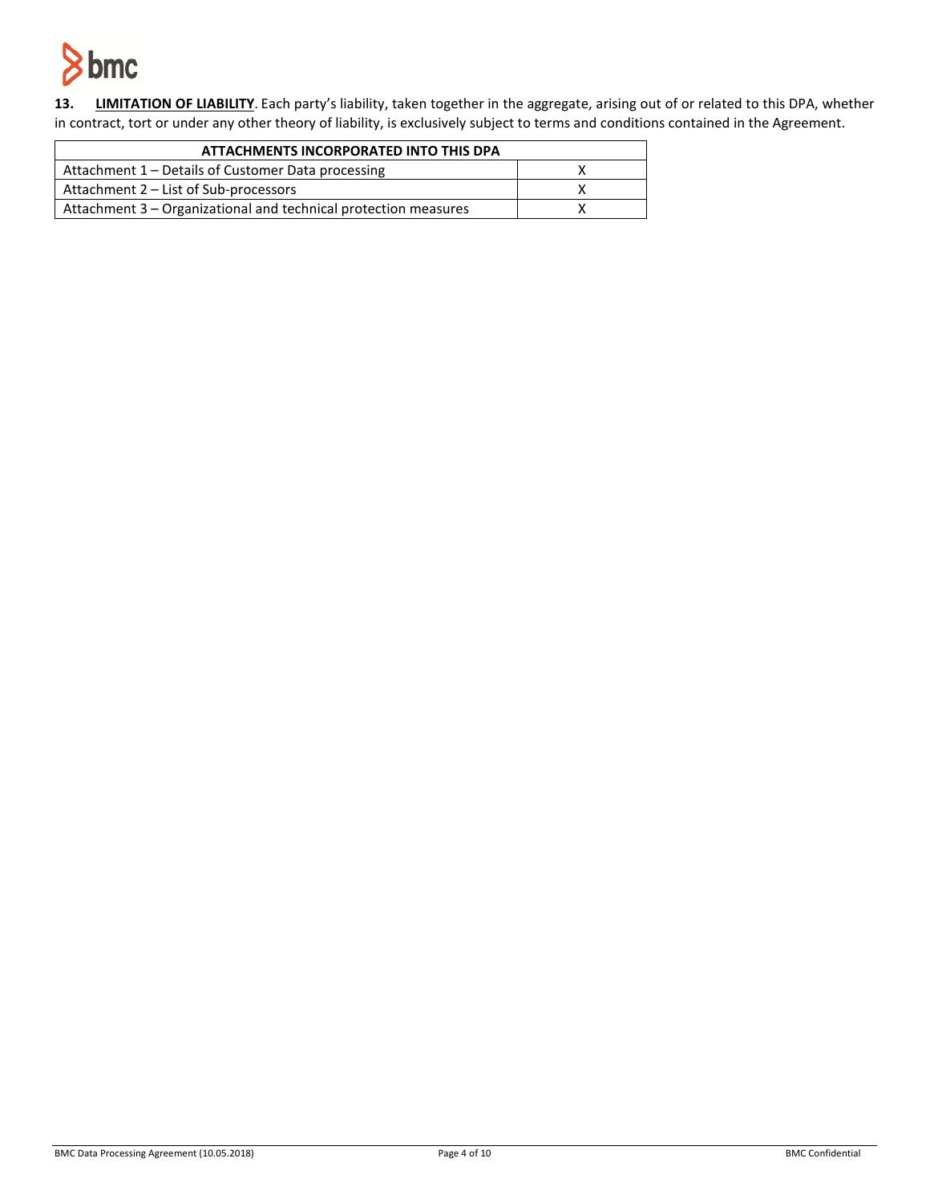**13. LIMITATION OF LIABILITY**. Each party's liability, taken together in the aggregate, arising out of or related to this DPA, whether in contract, tort or under any other theory of liability, is exclusively subject to terms and conditions contained in the Agreement.

| ATTACHMENTS INCORPORATED INTO THIS DPA | |
|---|---|
| Attachment 1 – Details of Customer Data processing | X |
| Attachment 2 – List of Sub-processors | X |
| Attachment 3 – Organizational and technical protection measures | X |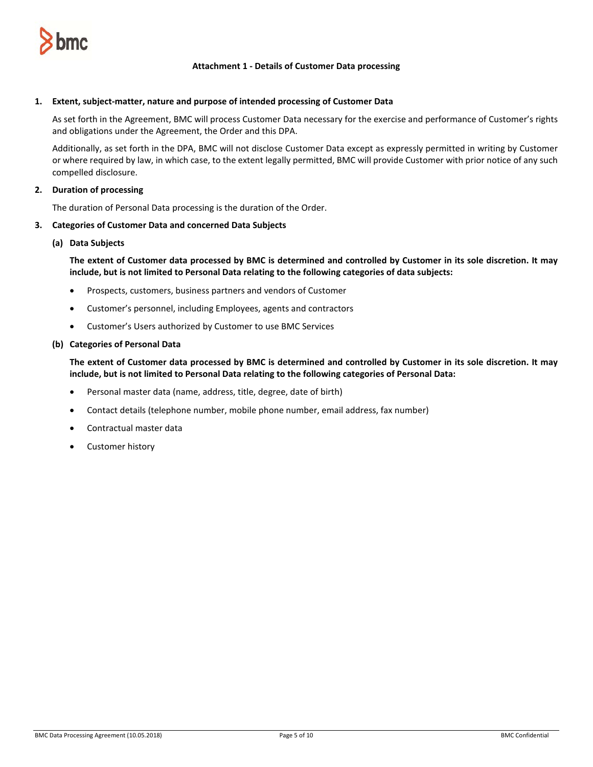# Attachment 1 - Details of Customer Data processing

## 1. Extent, subject-matter, nature and purpose of intended processing of Customer Data

As set forth in the Agreement, BMC will process Customer Data necessary for the exercise and performance of Customer's rights and obligations under the Agreement, the Order and this DPA.

Additionally, as set forth in the DPA, BMC will not disclose Customer Data except as expressly permitted in writing by Customer or where required by law, in which case, to the extent legally permitted, BMC will provide Customer with prior notice of any such compelled disclosure.

## 2. Duration of processing

The duration of Personal Data processing is the duration of the Order.

## 3. Categories of Customer Data and concerned Data Subjects

### (a) Data Subjects

**The extent of Customer data processed by BMC is determined and controlled by Customer in its sole discretion. It may include, but is not limited to Personal Data relating to the following categories of data subjects:**

- Prospects, customers, business partners and vendors of Customer
- Customer's personnel, including Employees, agents and contractors
- Customer's Users authorized by Customer to use BMC Services

### (b) Categories of Personal Data

**The extent of Customer data processed by BMC is determined and controlled by Customer in its sole discretion. It may include, but is not limited to Personal Data relating to the following categories of Personal Data:**

- Personal master data (name, address, title, degree, date of birth)
- Contact details (telephone number, mobile phone number, email address, fax number)
- Contractual master data
- Customer history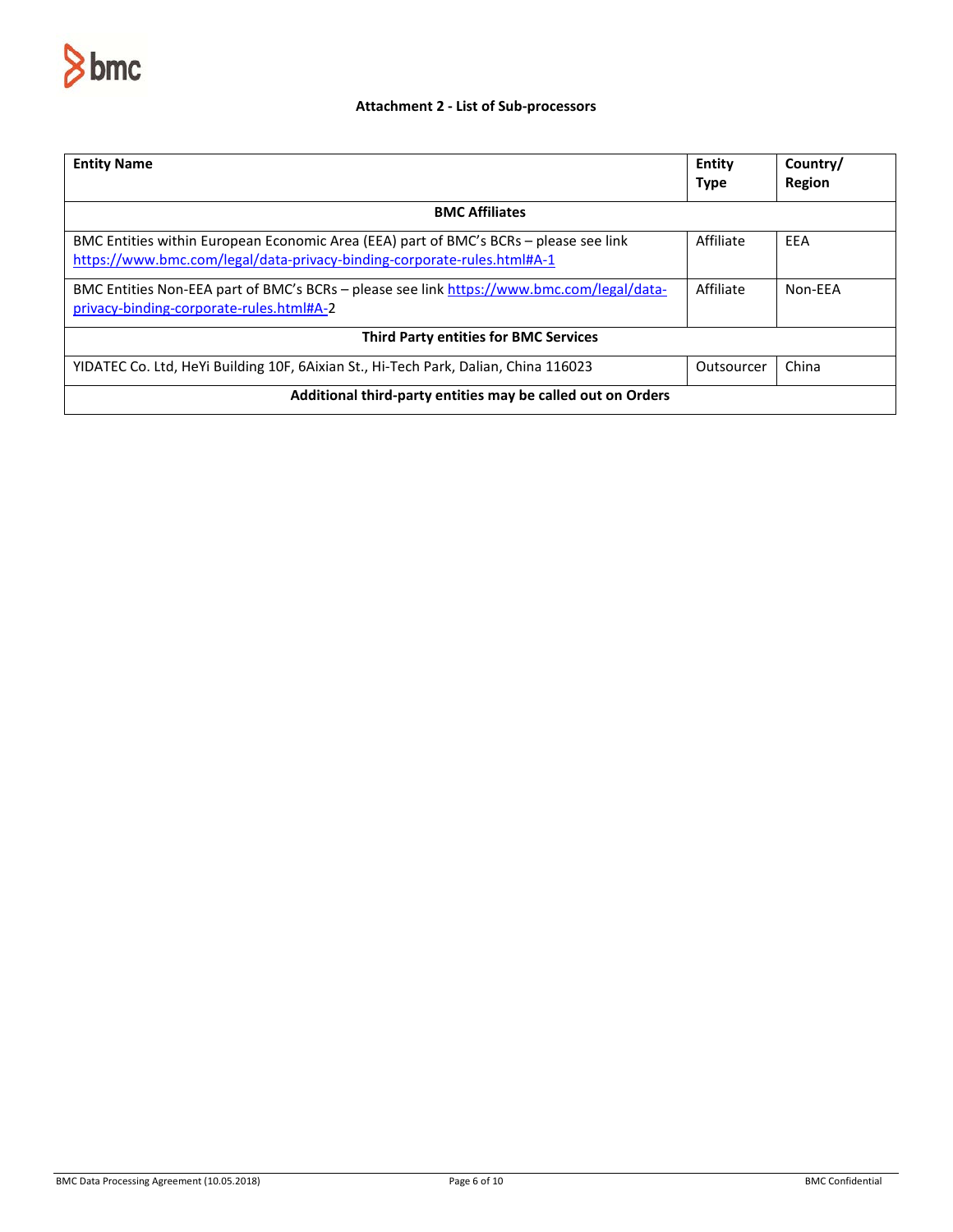### Attachment 2 - List of Sub-processors

| Entity Name | Entity Type | Country/ Region |
|---|---|---|
| **BMC Affiliates** | | |
| BMC Entities within European Economic Area (EEA) part of BMC's BCRs – please see link https://www.bmc.com/legal/data-privacy-binding-corporate-rules.html#A-1 | Affiliate | EEA |
| BMC Entities Non-EEA part of BMC's BCRs – please see link https://www.bmc.com/legal/data-privacy-binding-corporate-rules.html#A-2 | Affiliate | Non-EEA |
| **Third Party entities for BMC Services** | | |
| YIDATEC Co. Ltd, HeYi Building 10F, 6Aixian St., Hi-Tech Park, Dalian, China 116023 | Outsourcer | China |
| **Additional third-party entities may be called out on Orders** | | |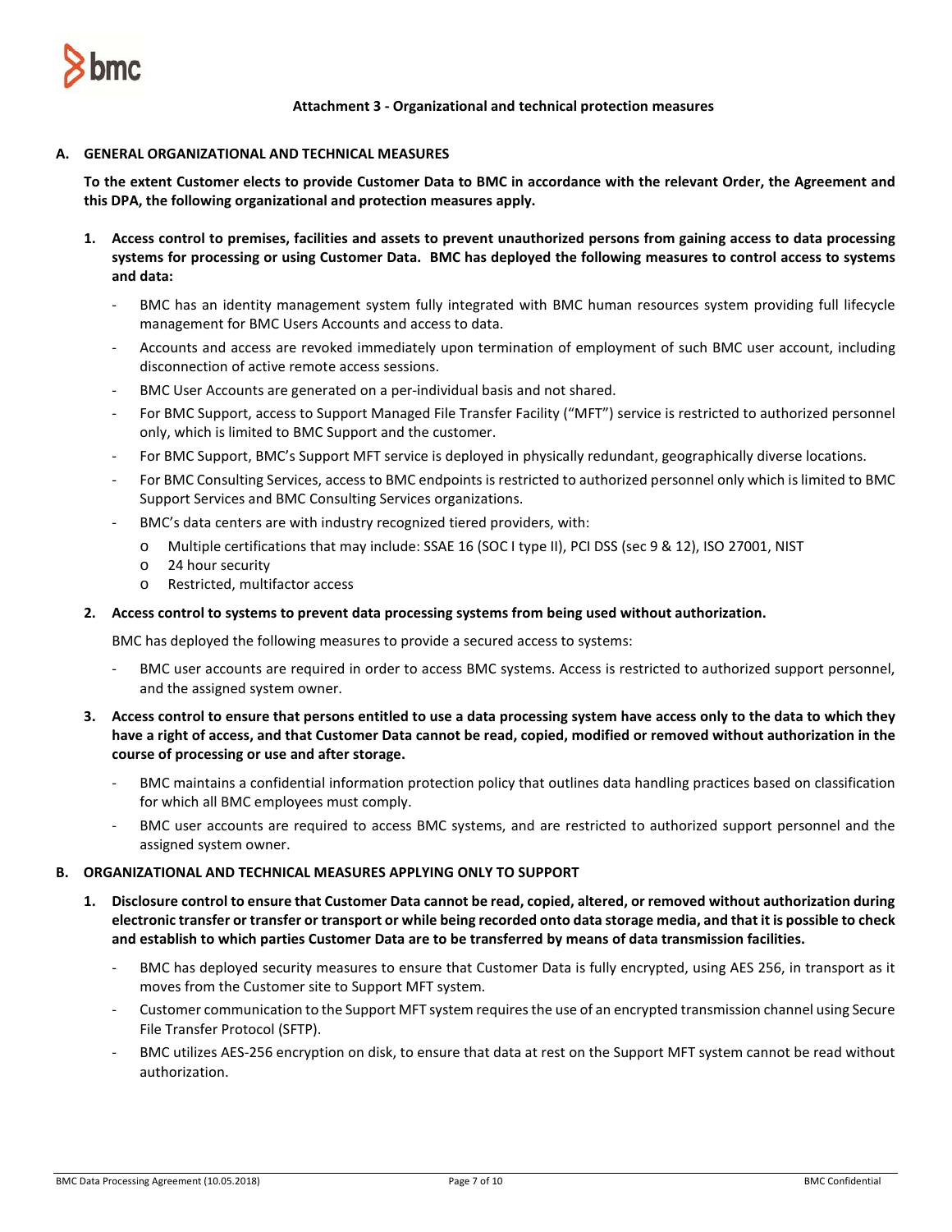# Attachment 3 - Organizational and technical protection measures

## A. GENERAL ORGANIZATIONAL AND TECHNICAL MEASURES

**To the extent Customer elects to provide Customer Data to BMC in accordance with the relevant Order, the Agreement and this DPA, the following organizational and protection measures apply.**

1. **Access control to premises, facilities and assets to prevent unauthorized persons from gaining access to data processing systems for processing or using Customer Data. BMC has deployed the following measures to control access to systems and data:**

   - BMC has an identity management system fully integrated with BMC human resources system providing full lifecycle management for BMC Users Accounts and access to data.
   - Accounts and access are revoked immediately upon termination of employment of such BMC user account, including disconnection of active remote access sessions.
   - BMC User Accounts are generated on a per-individual basis and not shared.
   - For BMC Support, access to Support Managed File Transfer Facility ("MFT") service is restricted to authorized personnel only, which is limited to BMC Support and the customer.
   - For BMC Support, BMC's Support MFT service is deployed in physically redundant, geographically diverse locations.
   - For BMC Consulting Services, access to BMC endpoints is restricted to authorized personnel only which is limited to BMC Support Services and BMC Consulting Services organizations.
   - BMC's data centers are with industry recognized tiered providers, with:
     - Multiple certifications that may include: SSAE 16 (SOC I type II), PCI DSS (sec 9 & 12), ISO 27001, NIST
     - 24 hour security
     - Restricted, multifactor access

2. **Access control to systems to prevent data processing systems from being used without authorization.**

   BMC has deployed the following measures to provide a secured access to systems:

   - BMC user accounts are required in order to access BMC systems. Access is restricted to authorized support personnel, and the assigned system owner.

3. **Access control to ensure that persons entitled to use a data processing system have access only to the data to which they have a right of access, and that Customer Data cannot be read, copied, modified or removed without authorization in the course of processing or use and after storage.**

   - BMC maintains a confidential information protection policy that outlines data handling practices based on classification for which all BMC employees must comply.
   - BMC user accounts are required to access BMC systems, and are restricted to authorized support personnel and the assigned system owner.

## B. ORGANIZATIONAL AND TECHNICAL MEASURES APPLYING ONLY TO SUPPORT

1. **Disclosure control to ensure that Customer Data cannot be read, copied, altered, or removed without authorization during electronic transfer or transfer or transport or while being recorded onto data storage media, and that it is possible to check and establish to which parties Customer Data are to be transferred by means of data transmission facilities.**

   - BMC has deployed security measures to ensure that Customer Data is fully encrypted, using AES 256, in transport as it moves from the Customer site to Support MFT system.
   - Customer communication to the Support MFT system requires the use of an encrypted transmission channel using Secure File Transfer Protocol (SFTP).
   - BMC utilizes AES-256 encryption on disk, to ensure that data at rest on the Support MFT system cannot be read without authorization.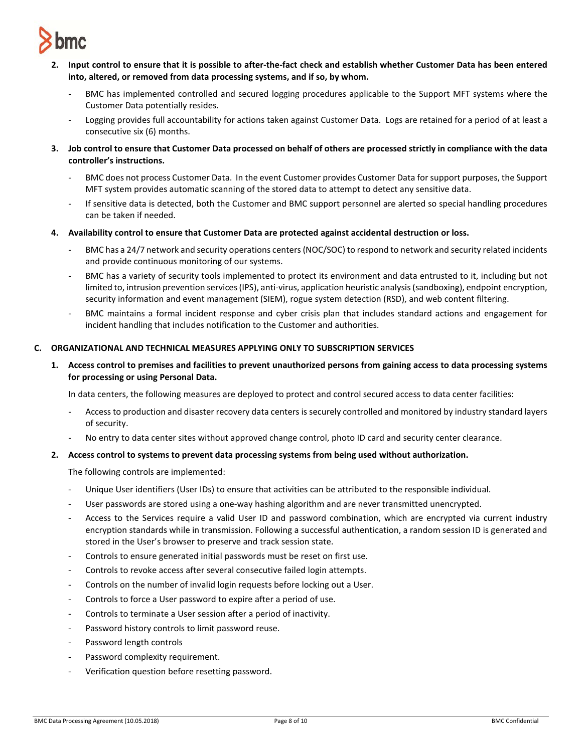**2. Input control to ensure that it is possible to after-the-fact check and establish whether Customer Data has been entered into, altered, or removed from data processing systems, and if so, by whom.**

- BMC has implemented controlled and secured logging procedures applicable to the Support MFT systems where the Customer Data potentially resides.
- Logging provides full accountability for actions taken against Customer Data. Logs are retained for a period of at least a consecutive six (6) months.

**3. Job control to ensure that Customer Data processed on behalf of others are processed strictly in compliance with the data controller's instructions.**

- BMC does not process Customer Data. In the event Customer provides Customer Data for support purposes, the Support MFT system provides automatic scanning of the stored data to attempt to detect any sensitive data.
- If sensitive data is detected, both the Customer and BMC support personnel are alerted so special handling procedures can be taken if needed.

**4. Availability control to ensure that Customer Data are protected against accidental destruction or loss.**

- BMC has a 24/7 network and security operations centers (NOC/SOC) to respond to network and security related incidents and provide continuous monitoring of our systems.
- BMC has a variety of security tools implemented to protect its environment and data entrusted to it, including but not limited to, intrusion prevention services (IPS), anti-virus, application heuristic analysis (sandboxing), endpoint encryption, security information and event management (SIEM), rogue system detection (RSD), and web content filtering.
- BMC maintains a formal incident response and cyber crisis plan that includes standard actions and engagement for incident handling that includes notification to the Customer and authorities.

## C. ORGANIZATIONAL AND TECHNICAL MEASURES APPLYING ONLY TO SUBSCRIPTION SERVICES

**1. Access control to premises and facilities to prevent unauthorized persons from gaining access to data processing systems for processing or using Personal Data.**

In data centers, the following measures are deployed to protect and control secured access to data center facilities:

- Access to production and disaster recovery data centers is securely controlled and monitored by industry standard layers of security.
- No entry to data center sites without approved change control, photo ID card and security center clearance.

**2. Access control to systems to prevent data processing systems from being used without authorization.**

The following controls are implemented:

- Unique User identifiers (User IDs) to ensure that activities can be attributed to the responsible individual.
- User passwords are stored using a one-way hashing algorithm and are never transmitted unencrypted.
- Access to the Services require a valid User ID and password combination, which are encrypted via current industry encryption standards while in transmission. Following a successful authentication, a random session ID is generated and stored in the User's browser to preserve and track session state.
- Controls to ensure generated initial passwords must be reset on first use.
- Controls to revoke access after several consecutive failed login attempts.
- Controls on the number of invalid login requests before locking out a User.
- Controls to force a User password to expire after a period of use.
- Controls to terminate a User session after a period of inactivity.
- Password history controls to limit password reuse.
- Password length controls
- Password complexity requirement.
- Verification question before resetting password.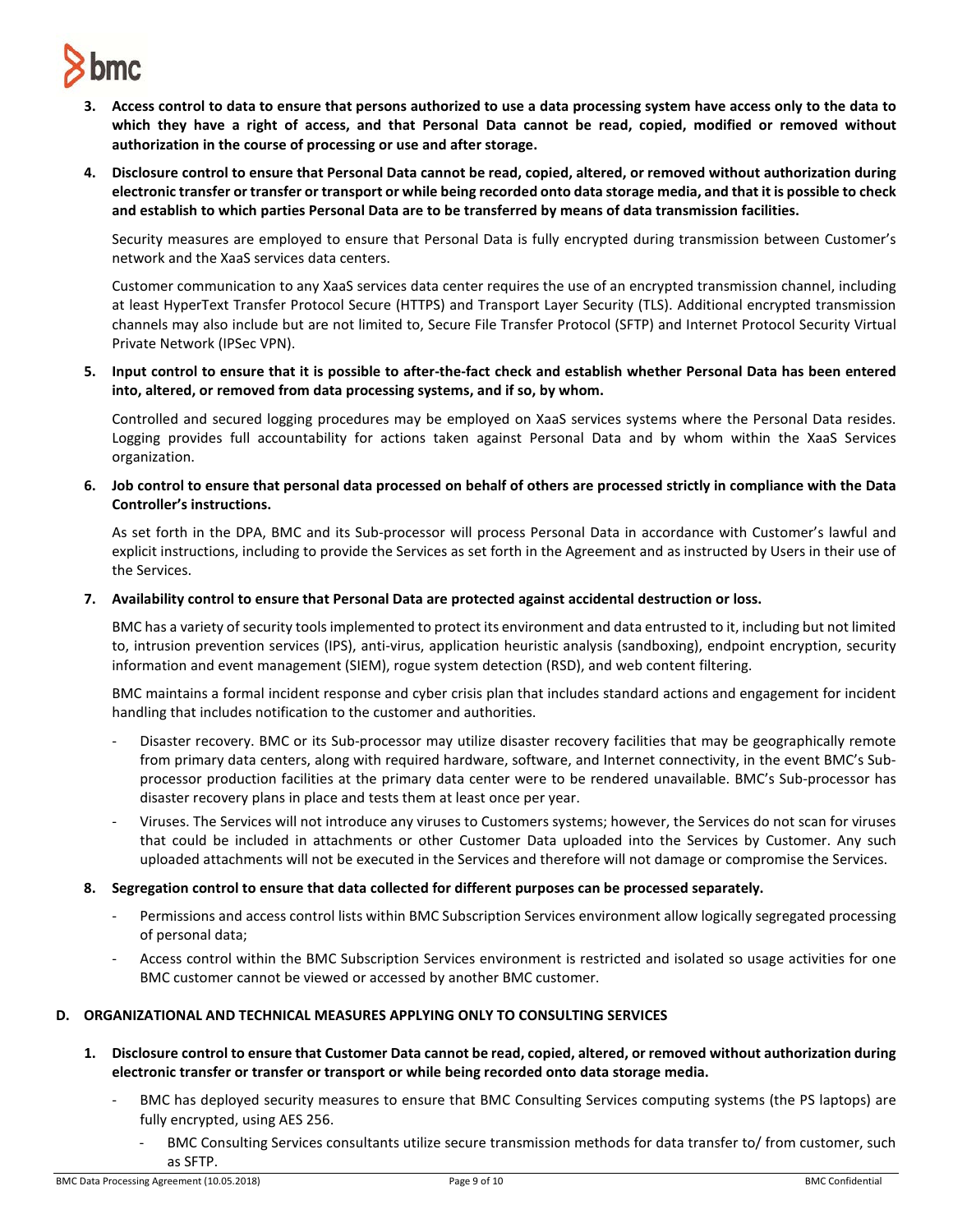3. **Access control to data to ensure that persons authorized to use a data processing system have access only to the data to which they have a right of access, and that Personal Data cannot be read, copied, modified or removed without authorization in the course of processing or use and after storage.**

4. **Disclosure control to ensure that Personal Data cannot be read, copied, altered, or removed without authorization during electronic transfer or transfer or transport or while being recorded onto data storage media, and that it is possible to check and establish to which parties Personal Data are to be transferred by means of data transmission facilities.**

   Security measures are employed to ensure that Personal Data is fully encrypted during transmission between Customer's network and the XaaS services data centers.

   Customer communication to any XaaS services data center requires the use of an encrypted transmission channel, including at least HyperText Transfer Protocol Secure (HTTPS) and Transport Layer Security (TLS). Additional encrypted transmission channels may also include but are not limited to, Secure File Transfer Protocol (SFTP) and Internet Protocol Security Virtual Private Network (IPSec VPN).

5. **Input control to ensure that it is possible to after-the-fact check and establish whether Personal Data has been entered into, altered, or removed from data processing systems, and if so, by whom.**

   Controlled and secured logging procedures may be employed on XaaS services systems where the Personal Data resides. Logging provides full accountability for actions taken against Personal Data and by whom within the XaaS Services organization.

6. **Job control to ensure that personal data processed on behalf of others are processed strictly in compliance with the Data Controller's instructions.**

   As set forth in the DPA, BMC and its Sub-processor will process Personal Data in accordance with Customer's lawful and explicit instructions, including to provide the Services as set forth in the Agreement and as instructed by Users in their use of the Services.

7. **Availability control to ensure that Personal Data are protected against accidental destruction or loss.**

   BMC has a variety of security tools implemented to protect its environment and data entrusted to it, including but not limited to, intrusion prevention services (IPS), anti-virus, application heuristic analysis (sandboxing), endpoint encryption, security information and event management (SIEM), rogue system detection (RSD), and web content filtering.

   BMC maintains a formal incident response and cyber crisis plan that includes standard actions and engagement for incident handling that includes notification to the customer and authorities.

   - Disaster recovery. BMC or its Sub-processor may utilize disaster recovery facilities that may be geographically remote from primary data centers, along with required hardware, software, and Internet connectivity, in the event BMC's Sub-processor production facilities at the primary data center were to be rendered unavailable. BMC's Sub-processor has disaster recovery plans in place and tests them at least once per year.
   - Viruses. The Services will not introduce any viruses to Customers systems; however, the Services do not scan for viruses that could be included in attachments or other Customer Data uploaded into the Services by Customer. Any such uploaded attachments will not be executed in the Services and therefore will not damage or compromise the Services.

8. **Segregation control to ensure that data collected for different purposes can be processed separately.**

   - Permissions and access control lists within BMC Subscription Services environment allow logically segregated processing of personal data;
   - Access control within the BMC Subscription Services environment is restricted and isolated so usage activities for one BMC customer cannot be viewed or accessed by another BMC customer.

### D. ORGANIZATIONAL AND TECHNICAL MEASURES APPLYING ONLY TO CONSULTING SERVICES

1. **Disclosure control to ensure that Customer Data cannot be read, copied, altered, or removed without authorization during electronic transfer or transfer or transport or while being recorded onto data storage media.**

   - BMC has deployed security measures to ensure that BMC Consulting Services computing systems (the PS laptops) are fully encrypted, using AES 256.
     - BMC Consulting Services consultants utilize secure transmission methods for data transfer to/ from customer, such as SFTP.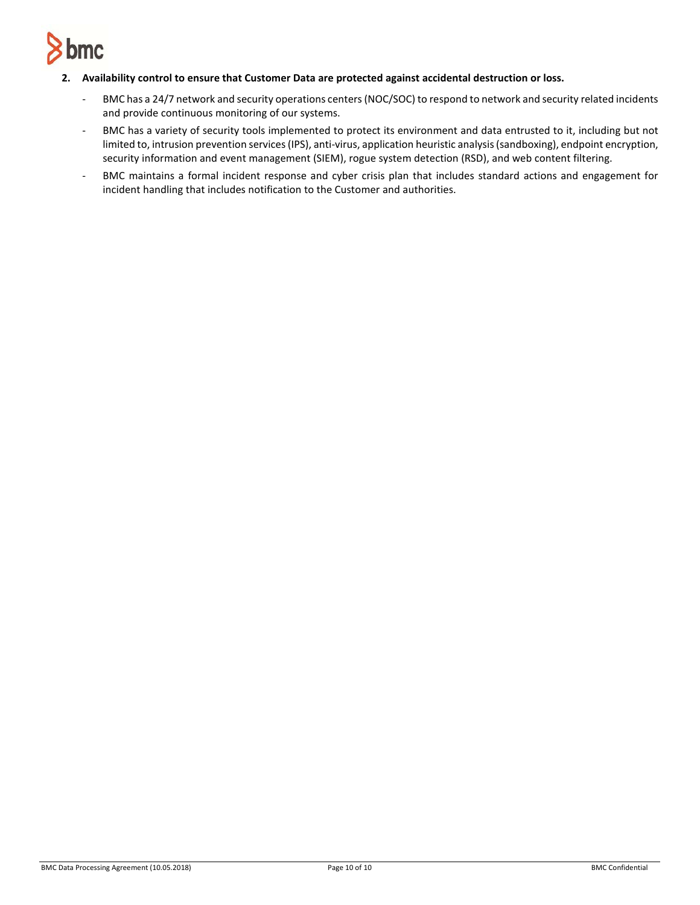**2. Availability control to ensure that Customer Data are protected against accidental destruction or loss.**

- BMC has a 24/7 network and security operations centers (NOC/SOC) to respond to network and security related incidents and provide continuous monitoring of our systems.
- BMC has a variety of security tools implemented to protect its environment and data entrusted to it, including but not limited to, intrusion prevention services (IPS), anti-virus, application heuristic analysis (sandboxing), endpoint encryption, security information and event management (SIEM), rogue system detection (RSD), and web content filtering.
- BMC maintains a formal incident response and cyber crisis plan that includes standard actions and engagement for incident handling that includes notification to the Customer and authorities.